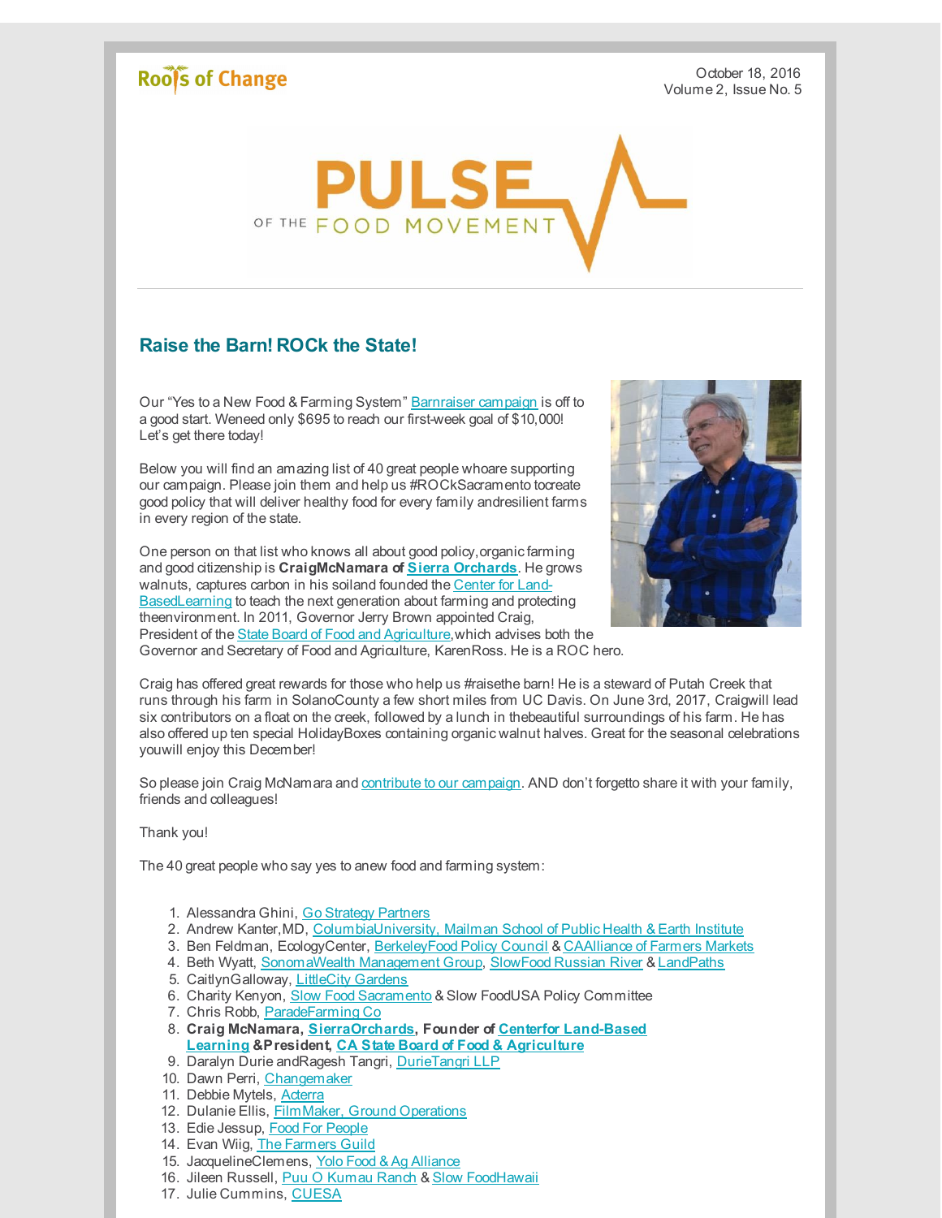Roots of Change

October 18, 2016
Volume 2, Issue No. 5

PULSE OF THE FOOD MOVEMENT

## Raise the Barn! ROCk the State!

Our “Yes to a New Food & Farming System” Barnraiser campaign is off to a good start. Weneed only $695 to reach our first-week goal of $10,000! Let’s get there today!

Below you will find an amazing list of 40 great people whoare supporting our campaign. Please join them and help us #ROCkSacramento tocreate good policy that will deliver healthy food for every family andresilient farms in every region of the state.

One person on that list who knows all about good policy,organic farming and good citizenship is **CraigMcNamara of Sierra Orchards**. He grows walnuts, captures carbon in his soiland founded the Center for Land-BasedLearning to teach the next generation about farming and protecting theenvironment. In 2011, Governor Jerry Brown appointed Craig, President of the State Board of Food and Agriculture,which advises both the Governor and Secretary of Food and Agriculture, KarenRoss. He is a ROC hero.

Craig has offered great rewards for those who help us #raisethe barn! He is a steward of Putah Creek that runs through his farm in SolanoCounty a few short miles from UC Davis. On June 3rd, 2017, Craigwill lead six contributors on a float on the creek, followed by a lunch in thebeautiful surroundings of his farm. He has also offered up ten special HolidayBoxes containing organic walnut halves. Great for the seasonal celebrations youwill enjoy this December!

So please join Craig McNamara and contribute to our campaign. AND don’t forgetto share it with your family, friends and colleagues!

Thank you!

The 40 great people who say yes to anew food and farming system:

1. Alessandra Ghini, Go Strategy Partners
2. Andrew Kanter,MD, ColumbiaUniversity, Mailman School of Public Health & Earth Institute
3. Ben Feldman, EcologyCenter, BerkeleyFood Policy Council & CAAlliance of Farmers Markets
4. Beth Wyatt, SonomaWealth Management Group, SlowFood Russian River & LandPaths
5. CaitlynGalloway, LittleCity Gardens
6. Charity Kenyon, Slow Food Sacramento & Slow FoodUSA Policy Committee
7. Chris Robb, ParadeFarming Co
8. **Craig McNamara, SierraOrchards, Founder of Centerfor Land-Based Learning &President, CA State Board of Food & Agriculture**
9. Daralyn Durie andRagesh Tangri, DurieTangri LLP
10. Dawn Perri, Changemaker
11. Debbie Mytels, Acterra
12. Dulanie Ellis, FilmMaker, Ground Operations
13. Edie Jessup, Food For People
14. Evan Wiig, The Farmers Guild
15. JacquelineClemens, Yolo Food & Ag Alliance
16. Jileen Russell, Puu O Kumau Ranch & Slow FoodHawaii
17. Julie Cummins, CUESA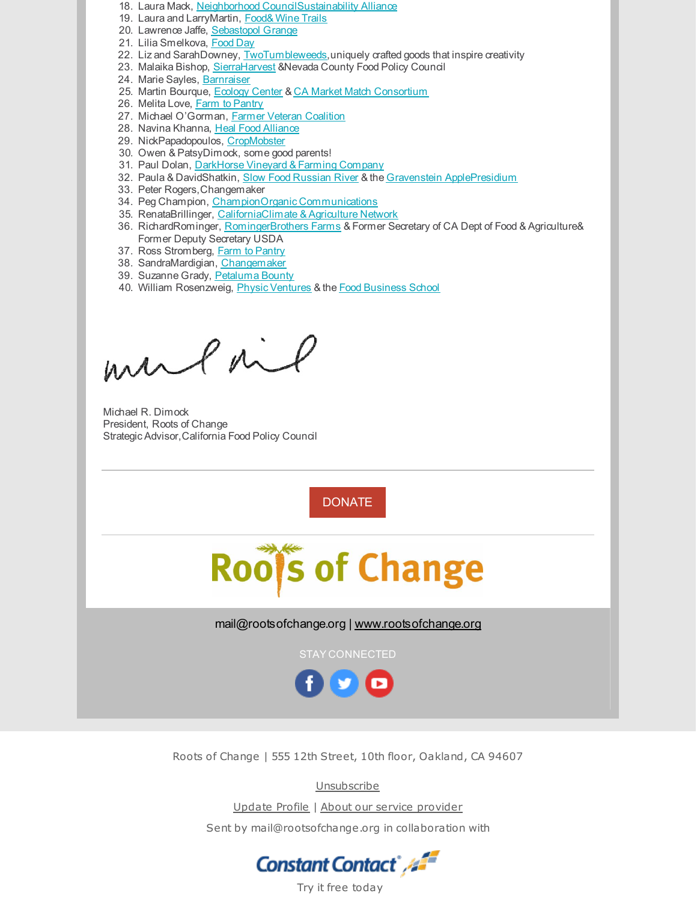18. Laura Mack, Neighborhood Council Sustainability Alliance
19. Laura and Larry Martin, Food & Wine Trails
20. Lawrence Jaffe, Sebastopol Grange
21. Lilia Smelkova, Food Day
22. Liz and Sarah Downey, TwoTumbleweeds, uniquely crafted goods that inspire creativity
23. Malaika Bishop, Sierra Harvest & Nevada County Food Policy Council
24. Marie Sayles, Barnraiser
25. Martin Bourque, Ecology Center & CA Market Match Consortium
26. Melita Love, Farm to Pantry
27. Michael O'Gorman, Farmer Veteran Coalition
28. Navina Khanna, Heal Food Alliance
29. Nick Papadopoulos, CropMobster
30. Owen & Patsy Dimock, some good parents!
31. Paul Dolan, DarkHorse Vineyard & Farming Company
32. Paula & David Shatkin, Slow Food Russian River & the Gravenstein Apple Presidium
33. Peter Rogers, Changemaker
34. Peg Champion, Champion Organic Communications
35. Renata Brillinger, California Climate & Agriculture Network
36. Richard Rominger, Rominger Brothers Farms & Former Secretary of CA Dept of Food & Agriculture & Former Deputy Secretary USDA
37. Ross Stromberg, Farm to Pantry
38. Sandra Mardigian, Changemaker
39. Suzanne Grady, Petaluma Bounty
40. William Rosenzweig, Physic Ventures & the Food Business School

Michael R. Dimock
President, Roots of Change
Strategic Advisor, California Food Policy Council

DONATE

Roots of Change

mail@rootsofchange.org | www.rootsofchange.org

STAY CONNECTED

Roots of Change | 555 12th Street, 10th floor, Oakland, CA 94607

Unsubscribe

Update Profile | About our service provider

Sent by mail@rootsofchange.org in collaboration with

Constant Contact

Try it free today